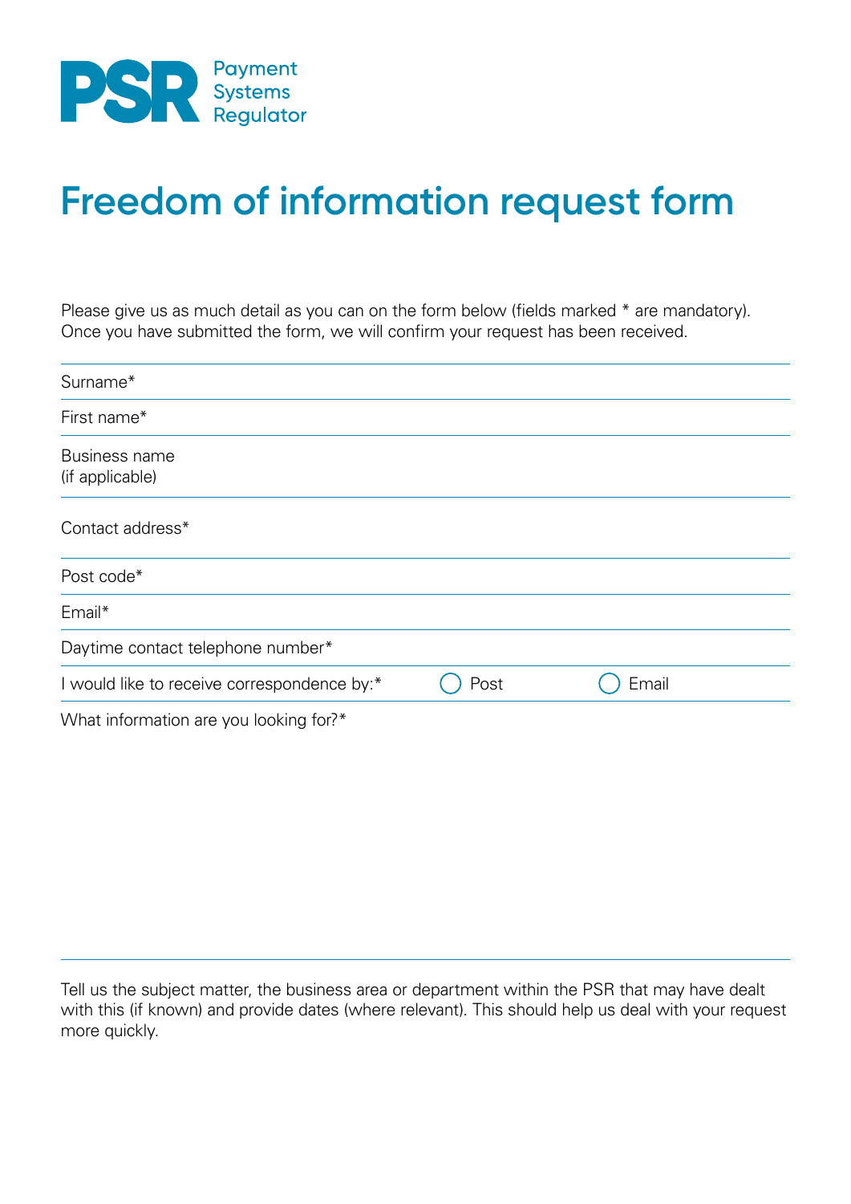PSR Payment Systems Regulator

# Freedom of information request form

Please give us as much detail as you can on the form below (fields marked * are mandatory). Once you have submitted the form, we will confirm your request has been received.

Surname*

First name*

Business name (if applicable)

Contact address*

Post code*

Email*

Daytime contact telephone number*

I would like to receive correspondence by:* ◯ Post ◯ Email

What information are you looking for?*

Tell us the subject matter, the business area or department within the PSR that may have dealt with this (if known) and provide dates (where relevant). This should help us deal with your request more quickly.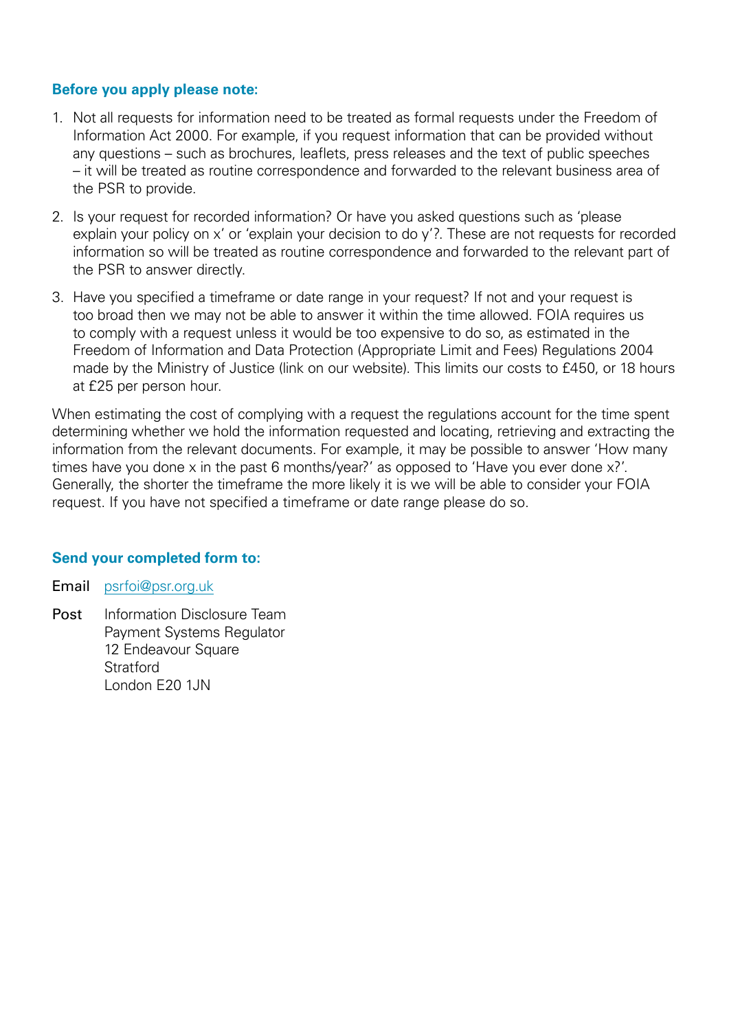### Before you apply please note:

1. Not all requests for information need to be treated as formal requests under the Freedom of Information Act 2000. For example, if you request information that can be provided without any questions – such as brochures, leaflets, press releases and the text of public speeches – it will be treated as routine correspondence and forwarded to the relevant business area of the PSR to provide.
2. Is your request for recorded information? Or have you asked questions such as 'please explain your policy on x' or 'explain your decision to do y'?. These are not requests for recorded information so will be treated as routine correspondence and forwarded to the relevant part of the PSR to answer directly.
3. Have you specified a timeframe or date range in your request? If not and your request is too broad then we may not be able to answer it within the time allowed. FOIA requires us to comply with a request unless it would be too expensive to do so, as estimated in the Freedom of Information and Data Protection (Appropriate Limit and Fees) Regulations 2004 made by the Ministry of Justice (link on our website). This limits our costs to £450, or 18 hours at £25 per person hour.

When estimating the cost of complying with a request the regulations account for the time spent determining whether we hold the information requested and locating, retrieving and extracting the information from the relevant documents. For example, it may be possible to answer 'How many times have you done x in the past 6 months/year?' as opposed to 'Have you ever done x?'. Generally, the shorter the timeframe the more likely it is we will be able to consider your FOIA request. If you have not specified a timeframe or date range please do so.

### Send your completed form to:

Email psrfoi@psr.org.uk

Post Information Disclosure Team
Payment Systems Regulator
12 Endeavour Square
Stratford
London E20 1JN